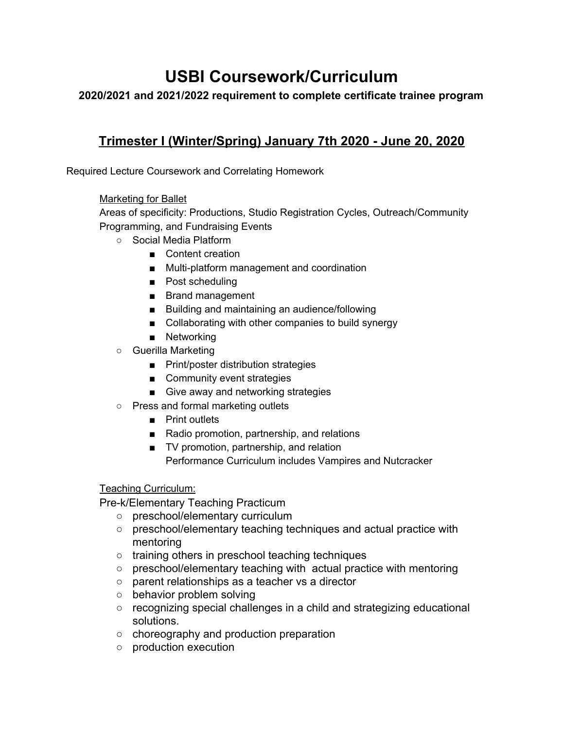# USBI Coursework/Curriculum

**2020/2021 and 2021/2022 requirement to complete certificate trainee program**

## Trimester I (Winter/Spring) January 7th 2020 - June 20, 2020

Required Lecture Coursework and Correlating Homework

Marketing for Ballet

Areas of specificity: Productions, Studio Registration Cycles, Outreach/Community Programming, and Fundraising Events

- Social Media Platform
  - Content creation
  - Multi-platform management and coordination
  - Post scheduling
  - Brand management
  - Building and maintaining an audience/following
  - Collaborating with other companies to build synergy
  - Networking
- Guerilla Marketing
  - Print/poster distribution strategies
  - Community event strategies
  - Give away and networking strategies
- Press and formal marketing outlets
  - Print outlets
  - Radio promotion, partnership, and relations
  - TV promotion, partnership, and relation

    Performance Curriculum includes Vampires and Nutcracker

Teaching Curriculum:

Pre-k/Elementary Teaching Practicum

- preschool/elementary curriculum
- preschool/elementary teaching techniques and actual practice with mentoring
- training others in preschool teaching techniques
- preschool/elementary teaching with actual practice with mentoring
- parent relationships as a teacher vs a director
- behavior problem solving
- recognizing special challenges in a child and strategizing educational solutions.
- choreography and production preparation
- production execution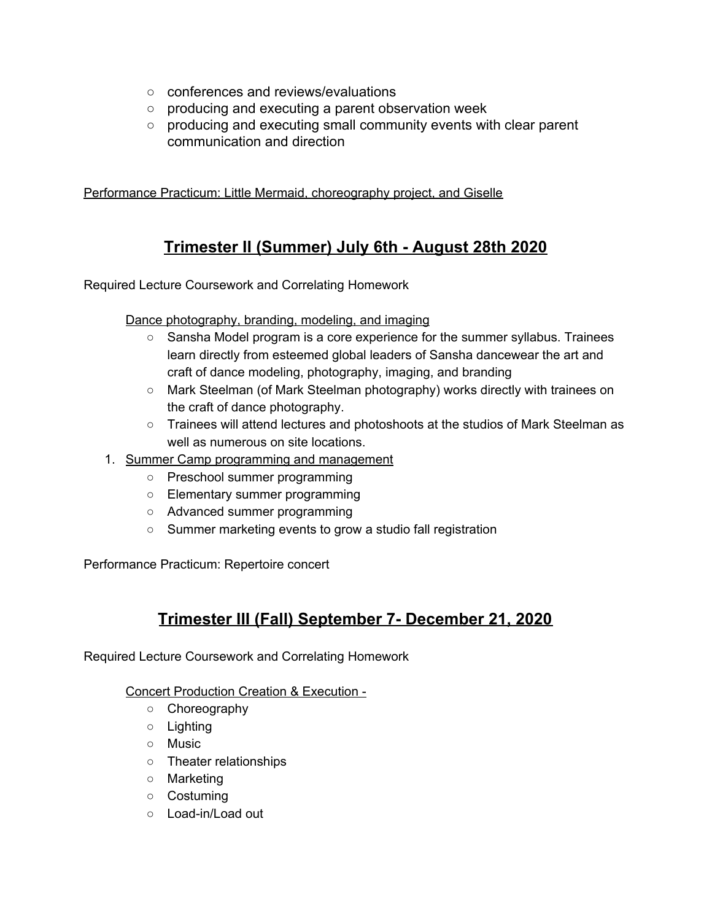- conferences and reviews/evaluations
- producing and executing a parent observation week
- producing and executing small community events with clear parent communication and direction

<u>Performance Practicum: Little Mermaid, choreography project, and Giselle</u>

## <u>Trimester II (Summer) July 6th - August 28th 2020</u>

Required Lecture Coursework and Correlating Homework

<u>Dance photography, branding, modeling, and imaging</u>

- Sansha Model program is a core experience for the summer syllabus. Trainees learn directly from esteemed global leaders of Sansha dancewear the art and craft of dance modeling, photography, imaging, and branding
- Mark Steelman (of Mark Steelman photography) works directly with trainees on the craft of dance photography.
- Trainees will attend lectures and photoshoots at the studios of Mark Steelman as well as numerous on site locations.

1. <u>Summer Camp programming and management</u>
   - Preschool summer programming
   - Elementary summer programming
   - Advanced summer programming
   - Summer marketing events to grow a studio fall registration

Performance Practicum: Repertoire concert

## <u>Trimester III (Fall) September 7- December 21, 2020</u>

Required Lecture Coursework and Correlating Homework

<u>Concert Production Creation & Execution -</u>

- Choreography
- Lighting
- Music
- Theater relationships
- Marketing
- Costuming
- Load-in/Load out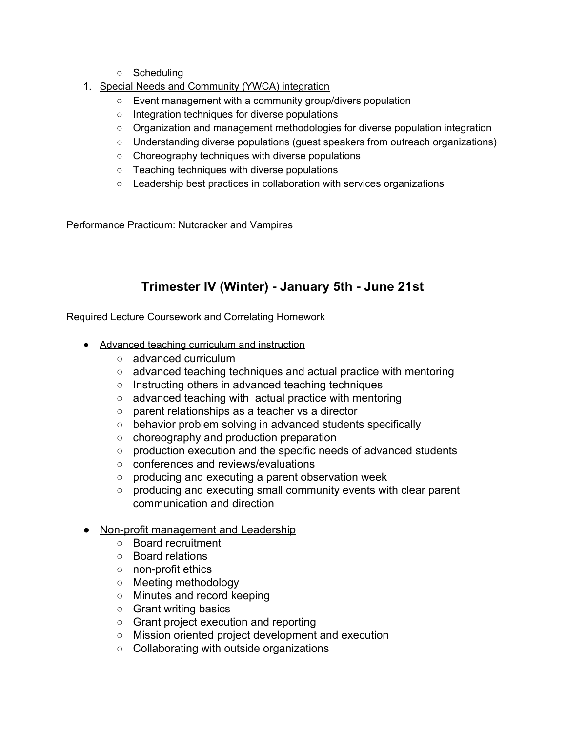- Scheduling

1. Special Needs and Community (YWCA) integration
    - Event management with a community group/divers population
    - Integration techniques for diverse populations
    - Organization and management methodologies for diverse population integration
    - Understanding diverse populations (guest speakers from outreach organizations)
    - Choreography techniques with diverse populations
    - Teaching techniques with diverse populations
    - Leadership best practices in collaboration with services organizations

Performance Practicum: Nutcracker and Vampires

## Trimester IV (Winter) - January 5th - June 21st

Required Lecture Coursework and Correlating Homework

- Advanced teaching curriculum and instruction
    - advanced curriculum
    - advanced teaching techniques and actual practice with mentoring
    - Instructing others in advanced teaching techniques
    - advanced teaching with actual practice with mentoring
    - parent relationships as a teacher vs a director
    - behavior problem solving in advanced students specifically
    - choreography and production preparation
    - production execution and the specific needs of advanced students
    - conferences and reviews/evaluations
    - producing and executing a parent observation week
    - producing and executing small community events with clear parent communication and direction

- Non-profit management and Leadership
    - Board recruitment
    - Board relations
    - non-profit ethics
    - Meeting methodology
    - Minutes and record keeping
    - Grant writing basics
    - Grant project execution and reporting
    - Mission oriented project development and execution
    - Collaborating with outside organizations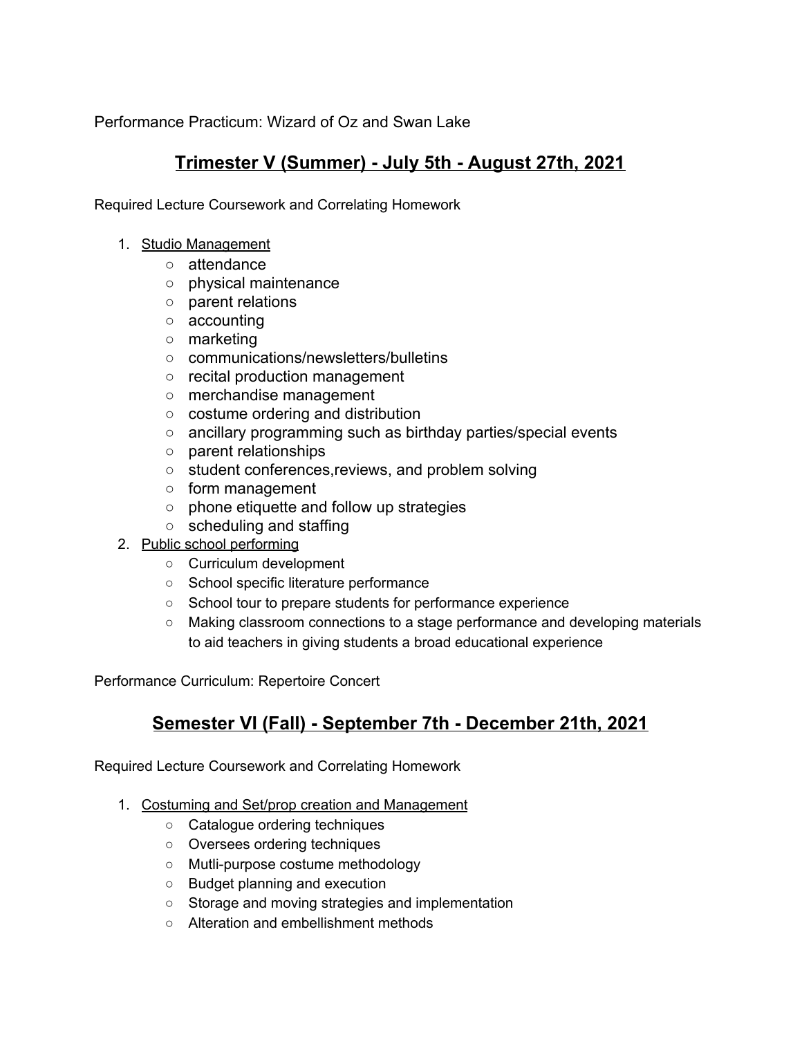Performance Practicum: Wizard of Oz and Swan Lake

## <u>Trimester V (Summer) - July 5th - August 27th, 2021</u>

Required Lecture Coursework and Correlating Homework

1. <u>Studio Management</u>
   - attendance
   - physical maintenance
   - parent relations
   - accounting
   - marketing
   - communications/newsletters/bulletins
   - recital production management
   - merchandise management
   - costume ordering and distribution
   - ancillary programming such as birthday parties/special events
   - parent relationships
   - student conferences,reviews, and problem solving
   - form management
   - phone etiquette and follow up strategies
   - scheduling and staffing
2. <u>Public school performing</u>
   - Curriculum development
   - School specific literature performance
   - School tour to prepare students for performance experience
   - Making classroom connections to a stage performance and developing materials to aid teachers in giving students a broad educational experience

Performance Curriculum: Repertoire Concert

## <u>Semester VI (Fall) - September 7th - December 21th, 2021</u>

Required Lecture Coursework and Correlating Homework

1. <u>Costuming and Set/prop creation and Management</u>
   - Catalogue ordering techniques
   - Oversees ordering techniques
   - Mutli-purpose costume methodology
   - Budget planning and execution
   - Storage and moving strategies and implementation
   - Alteration and embellishment methods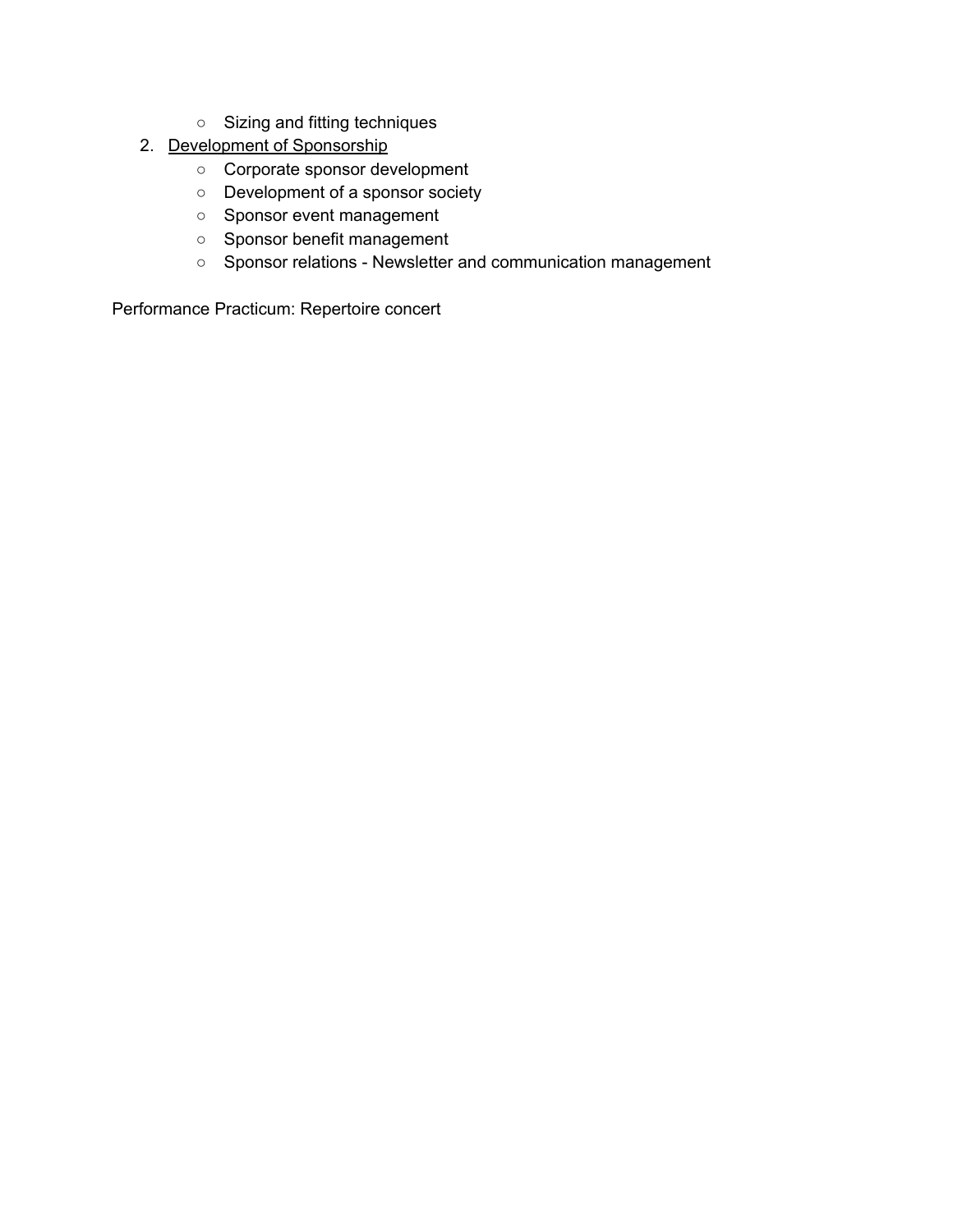- Sizing and fitting techniques

2. <u>Development of Sponsorship</u>
    - Corporate sponsor development
    - Development of a sponsor society
    - Sponsor event management
    - Sponsor benefit management
    - Sponsor relations - Newsletter and communication management

Performance Practicum: Repertoire concert